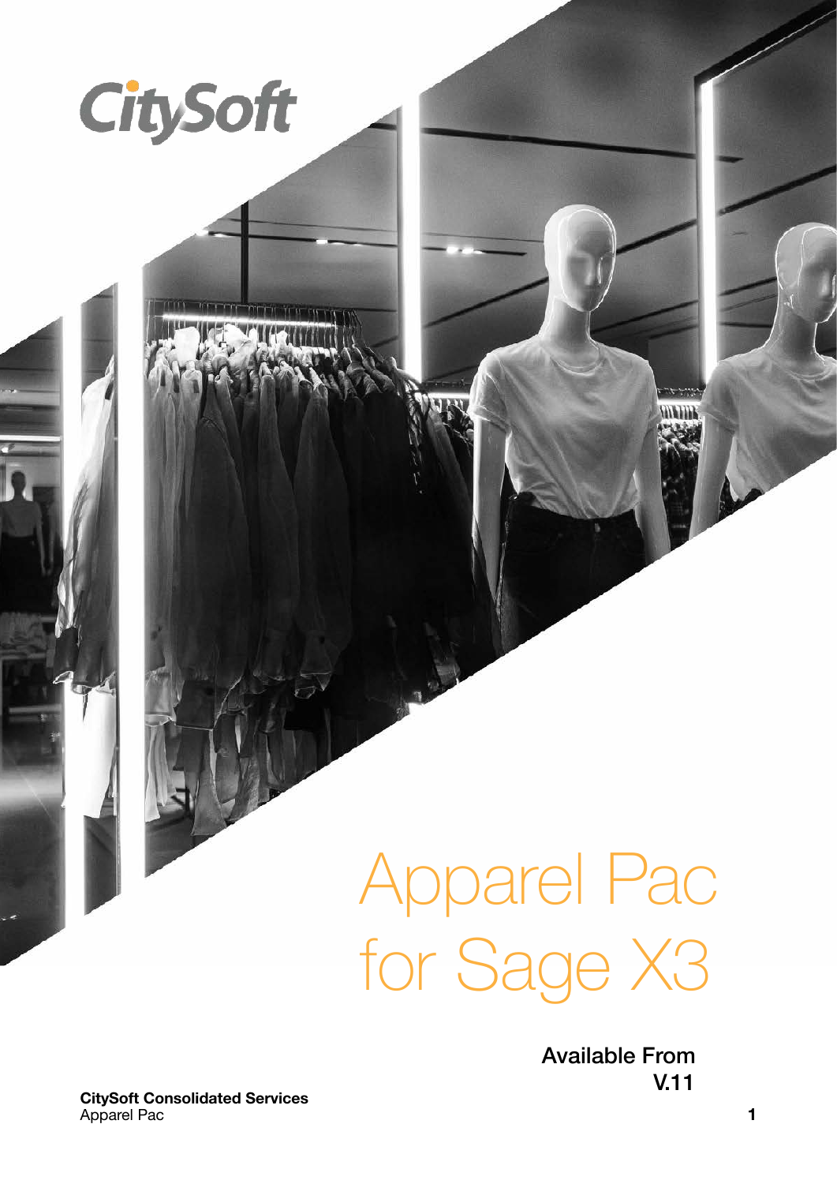CitySoft

# Apparel Pac for Sage X3

**Available From V.11**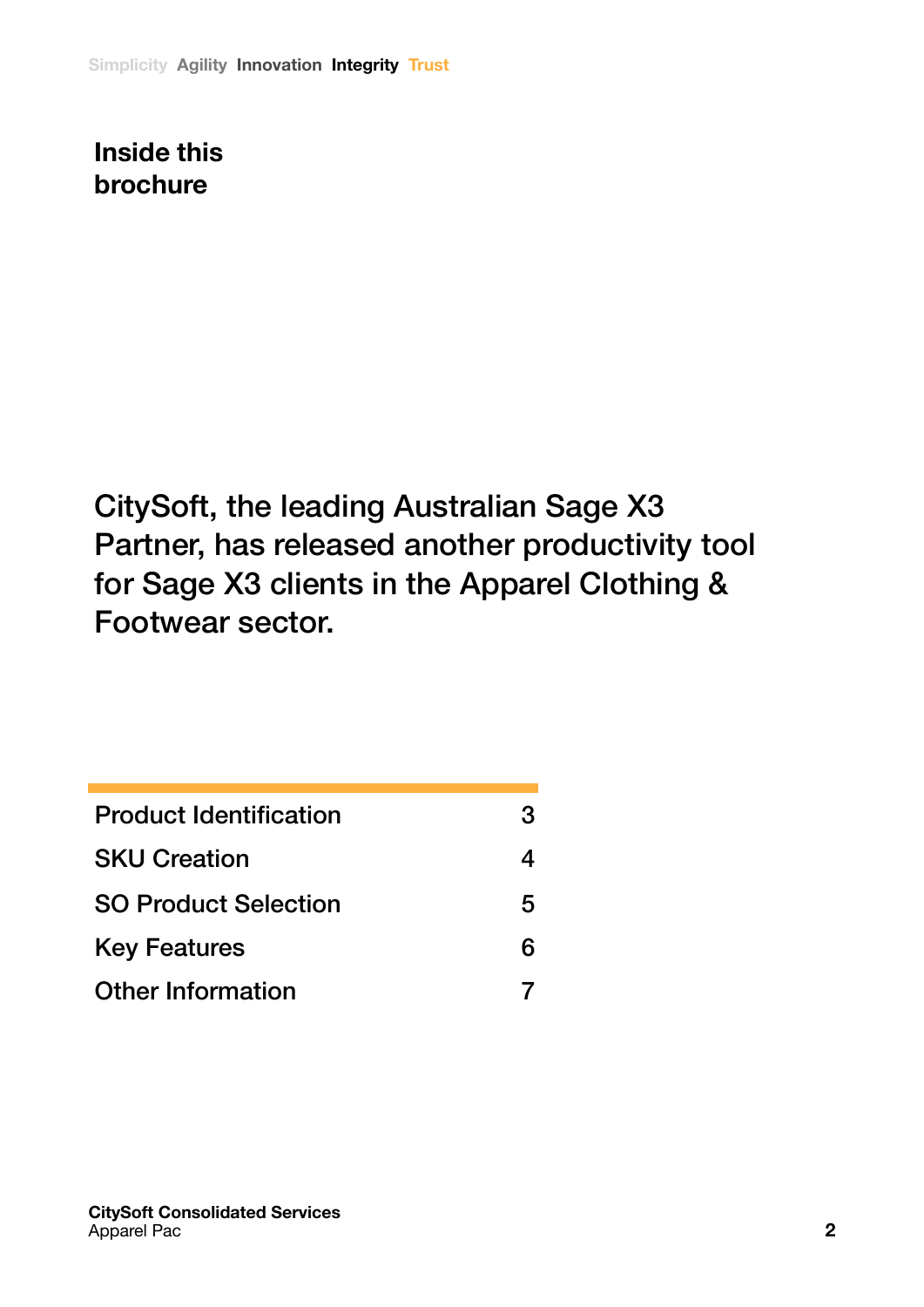Simplicity Agility Innovation Integrity Trust

# Inside this brochure

CitySoft, the leading Australian Sage X3 Partner, has released another productivity tool for Sage X3 clients in the Apparel Clothing & Footwear sector.

| | |
|---|---|
| Product Identification | 3 |
| SKU Creation | 4 |
| SO Product Selection | 5 |
| Key Features | 6 |
| Other Information | 7 |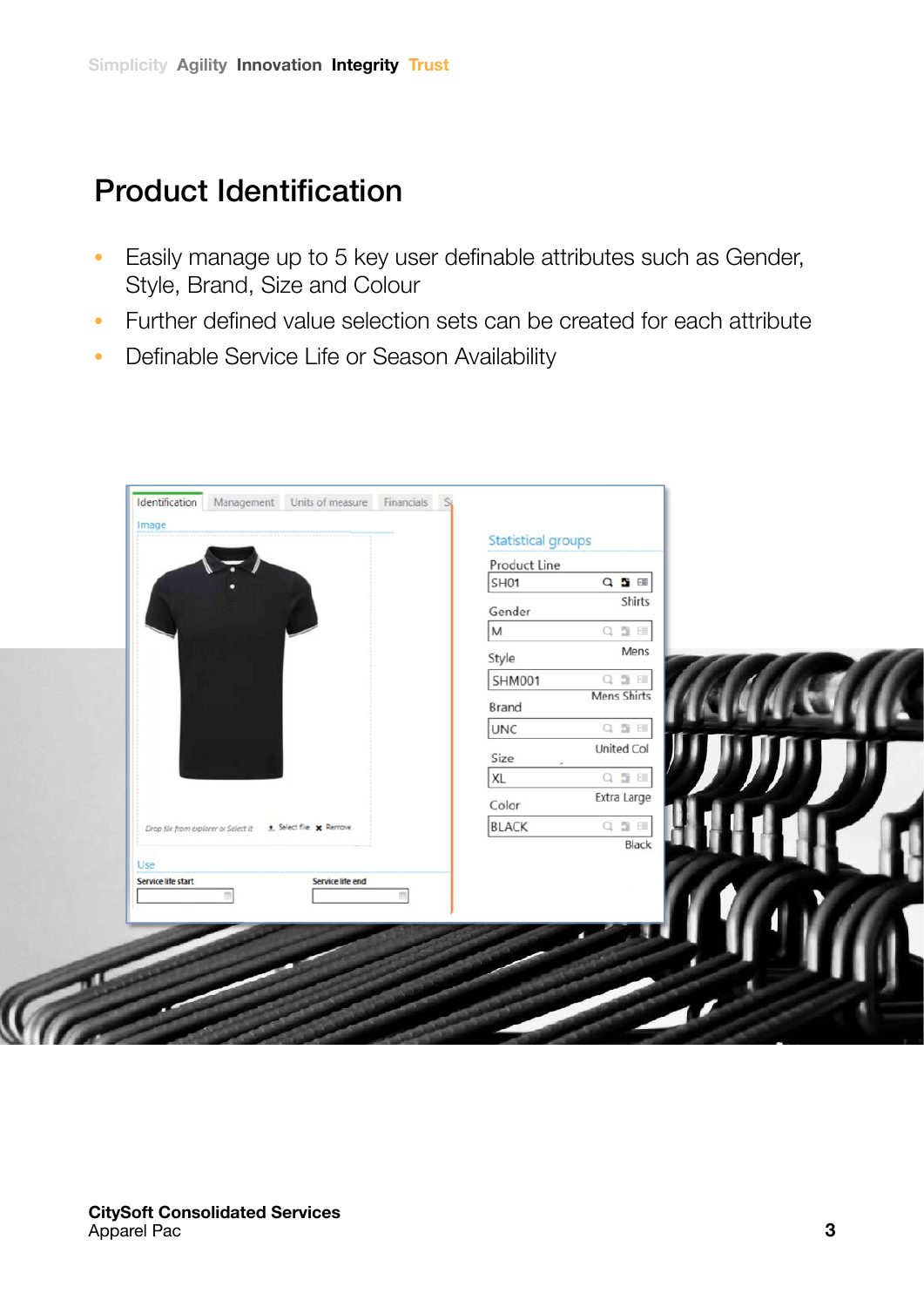# Product Identification

- Easily manage up to 5 key user definable attributes such as Gender, Style, Brand, Size and Colour
- Further defined value selection sets can be created for each attribute
- Definable Service Life or Season Availability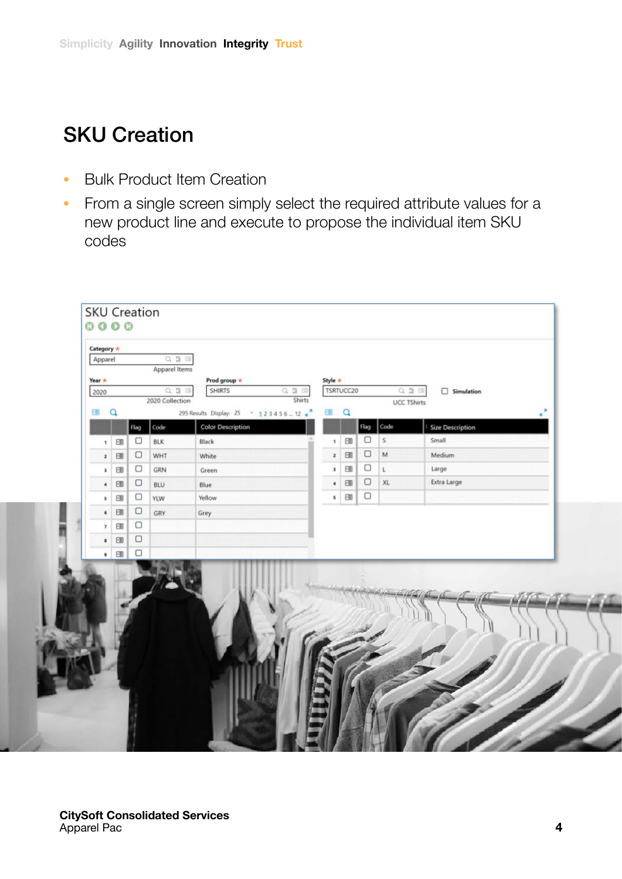## SKU Creation

- Bulk Product Item Creation
- From a single screen simply select the required attribute values for a new product line and execute to propose the individual item SKU codes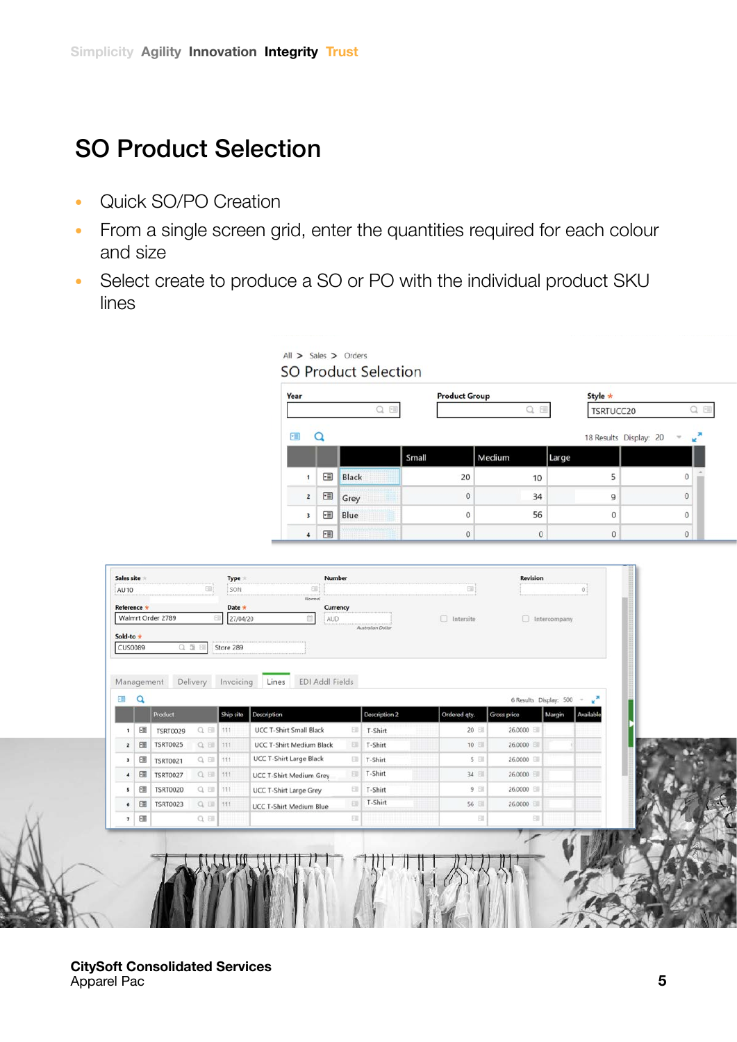# SO Product Selection

- Quick SO/PO Creation
- From a single screen grid, enter the quantities required for each colour and size
- Select create to produce a SO or PO with the individual product SKU lines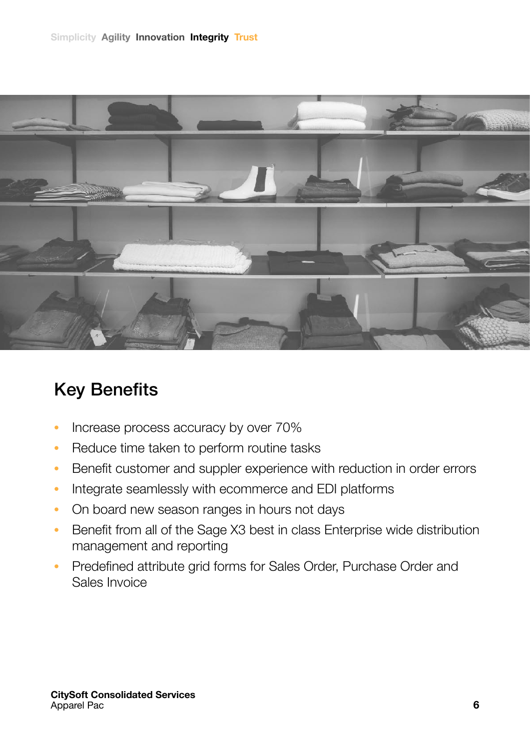## Key Benefits

- Increase process accuracy by over 70%
- Reduce time taken to perform routine tasks
- Benefit customer and suppler experience with reduction in order errors
- Integrate seamlessly with ecommerce and EDI platforms
- On board new season ranges in hours not days
- Benefit from all of the Sage X3 best in class Enterprise wide distribution management and reporting
- Predefined attribute grid forms for Sales Order, Purchase Order and Sales Invoice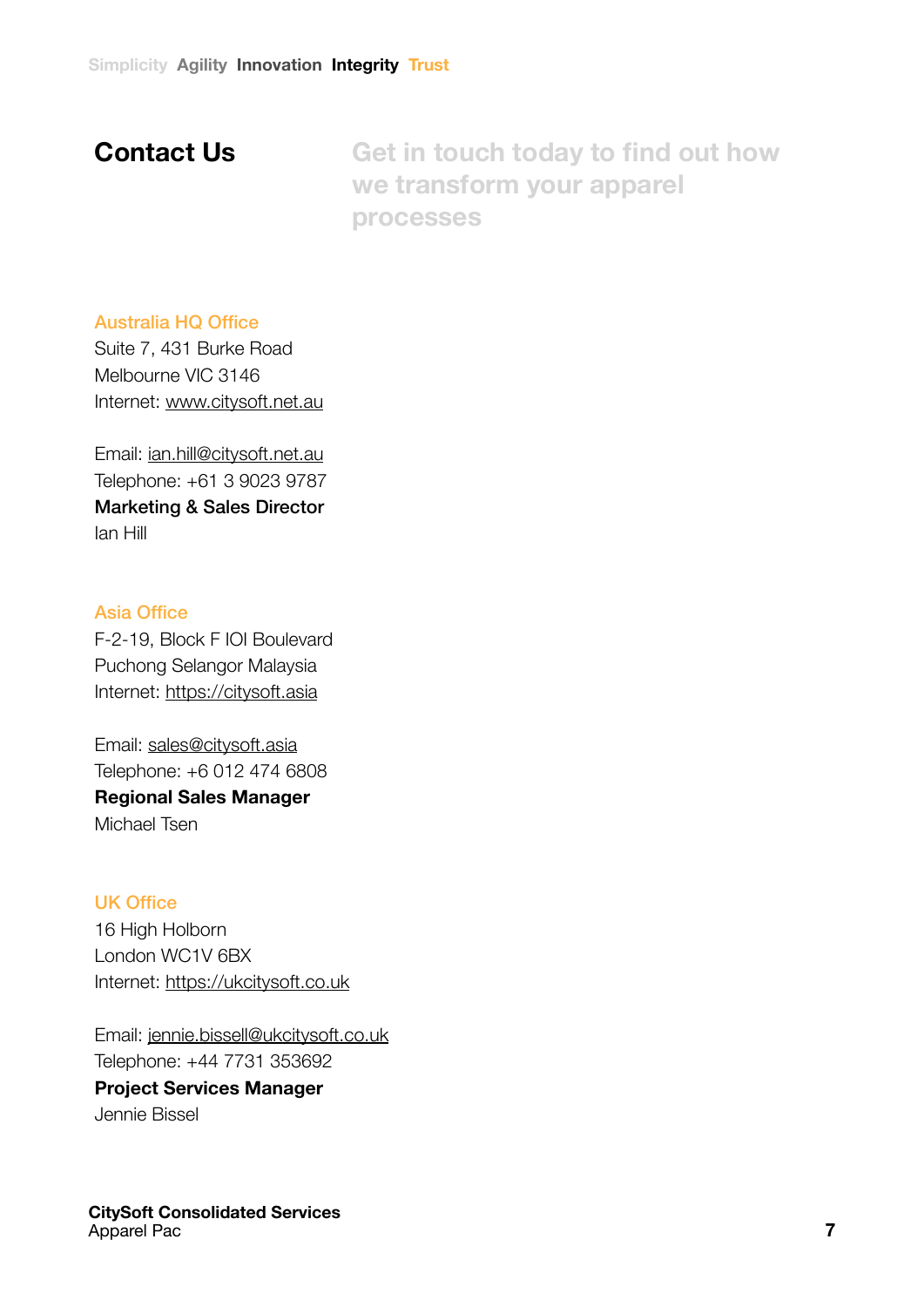Simplicity Agility Innovation Integrity Trust

# Contact Us

## Get in touch today to find out how we transform your apparel processes

### Australia HQ Office

Suite 7, 431 Burke Road
Melbourne VIC 3146
Internet: www.citysoft.net.au

Email: ian.hill@citysoft.net.au
Telephone: +61 3 9023 9787
**Marketing & Sales Director**
Ian Hill

### Asia Office

F-2-19, Block F IOI Boulevard
Puchong Selangor Malaysia
Internet: https://citysoft.asia

Email: sales@citysoft.asia
Telephone: +6 012 474 6808
**Regional Sales Manager**
Michael Tsen

### UK Office

16 High Holborn
London WC1V 6BX
Internet: https://ukcitysoft.co.uk

Email: jennie.bissell@ukcitysoft.co.uk
Telephone: +44 7731 353692
**Project Services Manager**
Jennie Bissel

**CitySoft Consolidated Services**
Apparel Pac